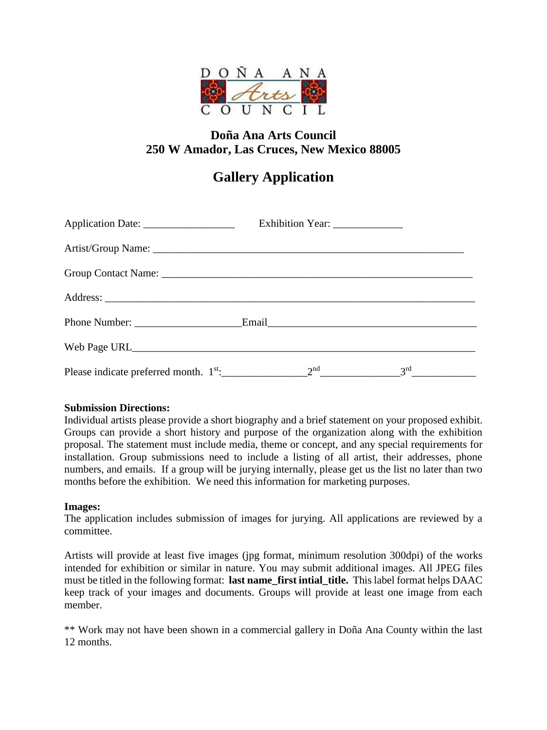DOÑA ANA Arts COUNCIL

**Doña Ana Arts Council**
**250 W Amador, Las Cruces, New Mexico 88005**

# Gallery Application

Application Date: _________________ Exhibition Year: _____________

Artist/Group Name: ____________________________________________________________

Group Contact Name: ___________________________________________________________

Address: ______________________________________________________________________

Phone Number: ___________________Email______________________________________

Web Page URL__________________________________________________________________

Please indicate preferred month. 1st:_______________2nd_______________3rd____________

**Submission Directions:**
Individual artists please provide a short biography and a brief statement on your proposed exhibit. Groups can provide a short history and purpose of the organization along with the exhibition proposal. The statement must include media, theme or concept, and any special requirements for installation. Group submissions need to include a listing of all artist, their addresses, phone numbers, and emails. If a group will be jurying internally, please get us the list no later than two months before the exhibition. We need this information for marketing purposes.

**Images:**
The application includes submission of images for jurying. All applications are reviewed by a committee.

Artists will provide at least five images (jpg format, minimum resolution 300dpi) of the works intended for exhibition or similar in nature. You may submit additional images. All JPEG files must be titled in the following format: **last name_first intial_title.** This label format helps DAAC keep track of your images and documents. Groups will provide at least one image from each member.

** Work may not have been shown in a commercial gallery in Doña Ana County within the last 12 months.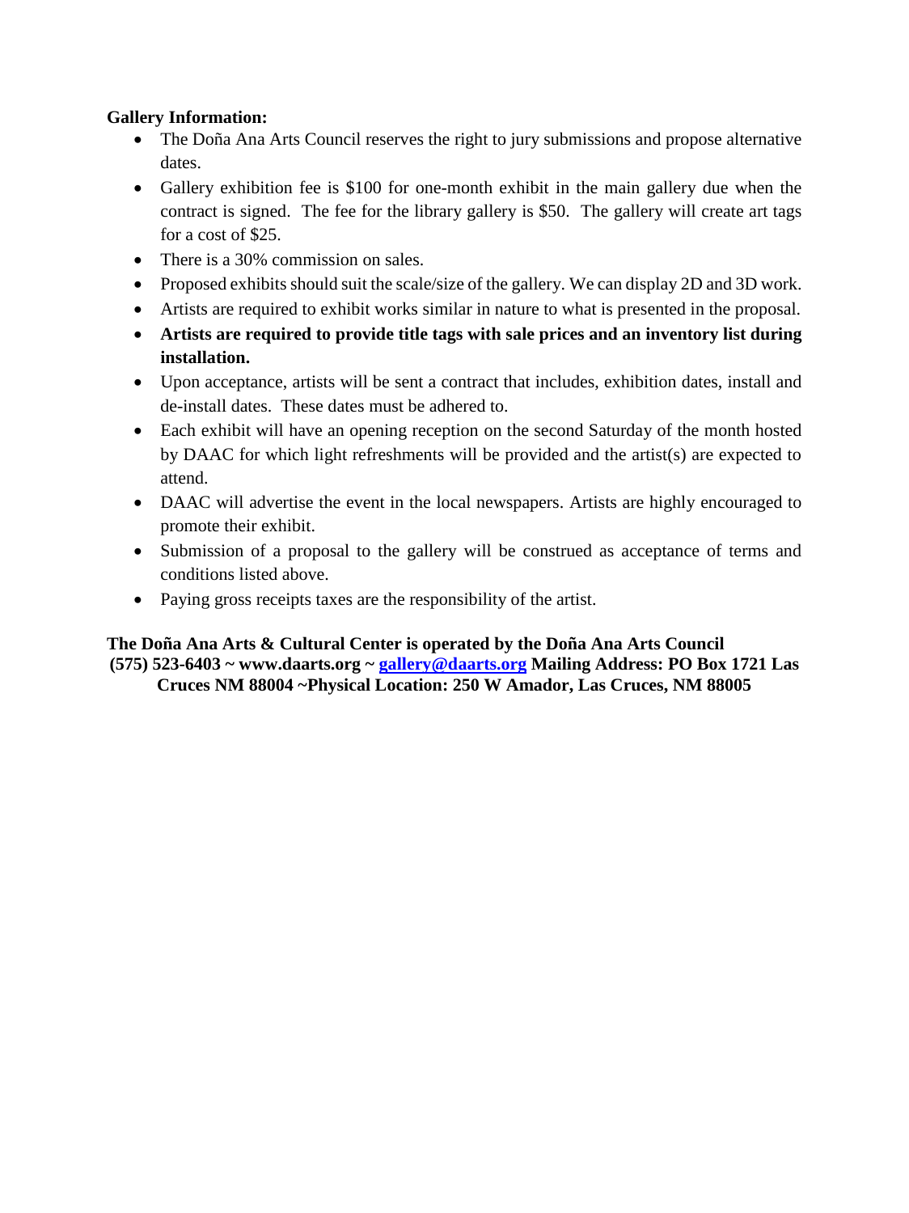**Gallery Information:**

- The Doña Ana Arts Council reserves the right to jury submissions and propose alternative dates.
- Gallery exhibition fee is $100 for one-month exhibit in the main gallery due when the contract is signed. The fee for the library gallery is $50. The gallery will create art tags for a cost of $25.
- There is a 30% commission on sales.
- Proposed exhibits should suit the scale/size of the gallery. We can display 2D and 3D work.
- Artists are required to exhibit works similar in nature to what is presented in the proposal.
- **Artists are required to provide title tags with sale prices and an inventory list during installation.**
- Upon acceptance, artists will be sent a contract that includes, exhibition dates, install and de-install dates. These dates must be adhered to.
- Each exhibit will have an opening reception on the second Saturday of the month hosted by DAAC for which light refreshments will be provided and the artist(s) are expected to attend.
- DAAC will advertise the event in the local newspapers. Artists are highly encouraged to promote their exhibit.
- Submission of a proposal to the gallery will be construed as acceptance of terms and conditions listed above.
- Paying gross receipts taxes are the responsibility of the artist.

**The Doña Ana Arts & Cultural Center is operated by the Doña Ana Arts Council**
**(575) 523-6403 ~ www.daarts.org ~ gallery@daarts.org Mailing Address: PO Box 1721 Las Cruces NM 88004 ~Physical Location: 250 W Amador, Las Cruces, NM 88005**